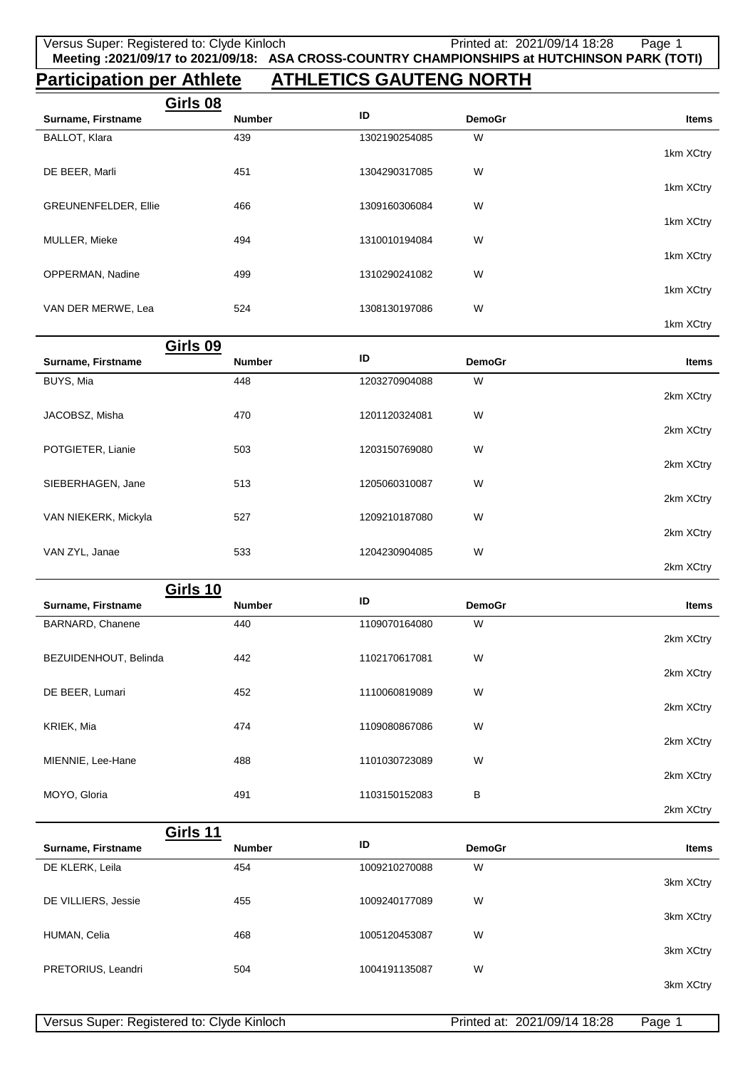**Meeting :2021/09/17 to 2021/09/18: ASA CROSS-COUNTRY CHAMPIONSHIPS at HUTCHINSON PARK (TOTI)**

# Participation per Athlete ATHLETICS GAUTENG NORTH

## Girls 08

| Surname, Firstname | Number | ID | DemoGr | Items |
|---|---|---|---|---|
| BALLOT, Klara | 439 | 1302190254085 | W | 1km XCtry |
| DE BEER, Marli | 451 | 1304290317085 | W | 1km XCtry |
| GREUNENFELDER, Ellie | 466 | 1309160306084 | W | 1km XCtry |
| MULLER, Mieke | 494 | 1310010194084 | W | 1km XCtry |
| OPPERMAN, Nadine | 499 | 1310290241082 | W | 1km XCtry |
| VAN DER MERWE, Lea | 524 | 1308130197086 | W | 1km XCtry |

## Girls 09

| Surname, Firstname | Number | ID | DemoGr | Items |
|---|---|---|---|---|
| BUYS, Mia | 448 | 1203270904088 | W | 2km XCtry |
| JACOBSZ, Misha | 470 | 1201120324081 | W | 2km XCtry |
| POTGIETER, Lianie | 503 | 1203150769080 | W | 2km XCtry |
| SIEBERHAGEN, Jane | 513 | 1205060310087 | W | 2km XCtry |
| VAN NIEKERK, Mickyla | 527 | 1209210187080 | W | 2km XCtry |
| VAN ZYL, Janae | 533 | 1204230904085 | W | 2km XCtry |

## Girls 10

| Surname, Firstname | Number | ID | DemoGr | Items |
|---|---|---|---|---|
| BARNARD, Chanene | 440 | 1109070164080 | W | 2km XCtry |
| BEZUIDENHOUT, Belinda | 442 | 1102170617081 | W | 2km XCtry |
| DE BEER, Lumari | 452 | 1110060819089 | W | 2km XCtry |
| KRIEK, Mia | 474 | 1109080867086 | W | 2km XCtry |
| MIENNIE, Lee-Hane | 488 | 1101030723089 | W | 2km XCtry |
| MOYO, Gloria | 491 | 1103150152083 | B | 2km XCtry |

## Girls 11

| Surname, Firstname | Number | ID | DemoGr | Items |
|---|---|---|---|---|
| DE KLERK, Leila | 454 | 1009210270088 | W | 3km XCtry |
| DE VILLIERS, Jessie | 455 | 1009240177089 | W | 3km XCtry |
| HUMAN, Celia | 468 | 1005120453087 | W | 3km XCtry |
| PRETORIUS, Leandri | 504 | 1004191135087 | W | 3km XCtry |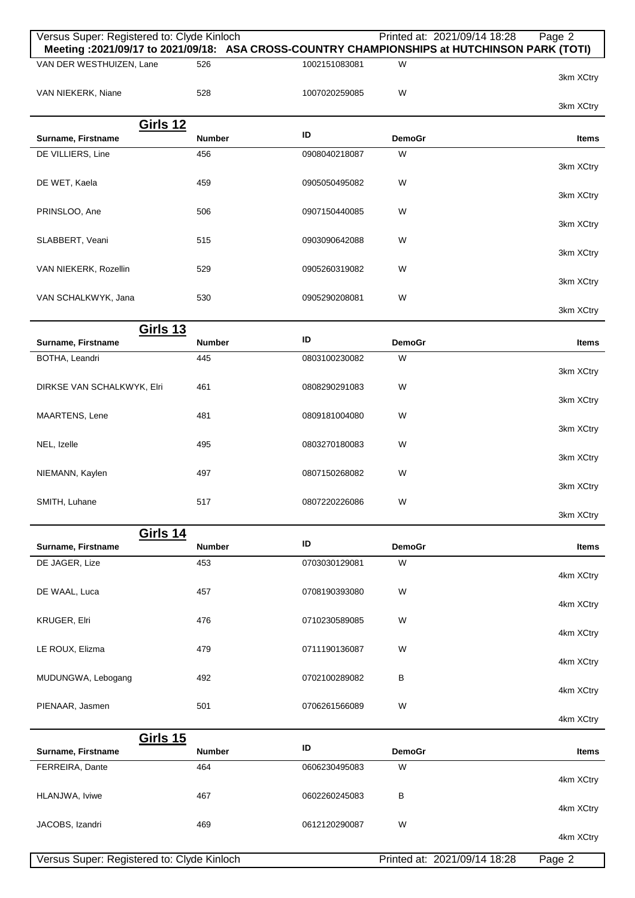**Meeting :2021/09/17 to 2021/09/18: ASA CROSS-COUNTRY CHAMPIONSHIPS at HUTCHINSON PARK (TOTI)**

| Surname, Firstname | Number | ID | DemoGr | Items |
|---|---|---|---|---|
| VAN DER WESTHUIZEN, Lane | 526 | 1002151083081 | W | 3km XCtry |
| VAN NIEKERK, Niane | 528 | 1007020259085 | W | 3km XCtry |

## Girls 12

| Surname, Firstname | Number | ID | DemoGr | Items |
|---|---|---|---|---|
| DE VILLIERS, Line | 456 | 0908040218087 | W | 3km XCtry |
| DE WET, Kaela | 459 | 0905050495082 | W | 3km XCtry |
| PRINSLOO, Ane | 506 | 0907150440085 | W | 3km XCtry |
| SLABBERT, Veani | 515 | 0903090642088 | W | 3km XCtry |
| VAN NIEKERK, Rozellin | 529 | 0905260319082 | W | 3km XCtry |
| VAN SCHALKWYK, Jana | 530 | 0905290208081 | W | 3km XCtry |

## Girls 13

| Surname, Firstname | Number | ID | DemoGr | Items |
|---|---|---|---|---|
| BOTHA, Leandri | 445 | 0803100230082 | W | 3km XCtry |
| DIRKSE VAN SCHALKWYK, Elri | 461 | 0808290291083 | W | 3km XCtry |
| MAARTENS, Lene | 481 | 0809181004080 | W | 3km XCtry |
| NEL, Izelle | 495 | 0803270180083 | W | 3km XCtry |
| NIEMANN, Kaylen | 497 | 0807150268082 | W | 3km XCtry |
| SMITH, Luhane | 517 | 0807220226086 | W | 3km XCtry |

## Girls 14

| Surname, Firstname | Number | ID | DemoGr | Items |
|---|---|---|---|---|
| DE JAGER, Lize | 453 | 0703030129081 | W | 4km XCtry |
| DE WAAL, Luca | 457 | 0708190393080 | W | 4km XCtry |
| KRUGER, Elri | 476 | 0710230589085 | W | 4km XCtry |
| LE ROUX, Elizma | 479 | 0711190136087 | W | 4km XCtry |
| MUDUNGWA, Lebogang | 492 | 0702100289082 | B | 4km XCtry |
| PIENAAR, Jasmen | 501 | 0706261566089 | W | 4km XCtry |

## Girls 15

| Surname, Firstname | Number | ID | DemoGr | Items |
|---|---|---|---|---|
| FERREIRA, Dante | 464 | 0606230495083 | W | 4km XCtry |
| HLANJWA, Iviwe | 467 | 0602260245083 | B | 4km XCtry |
| JACOBS, Izandri | 469 | 0612120290087 | W | 4km XCtry |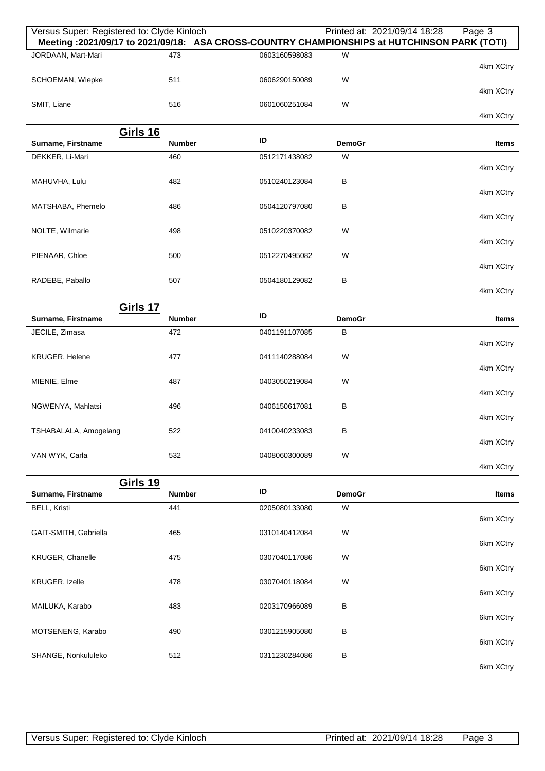Meeting :2021/09/17 to 2021/09/18: ASA CROSS-COUNTRY CHAMPIONSHIPS at HUTCHINSON PARK (TOTI)

| Surname, Firstname | Number | ID | DemoGr | Items |
|---|---|---|---|---|
| JORDAAN, Mart-Mari | 473 | 0603160598083 | W | 4km XCtry |
| SCHOEMAN, Wiepke | 511 | 0606290150089 | W | 4km XCtry |
| SMIT, Liane | 516 | 0601060251084 | W | 4km XCtry |

## Girls 16

| Surname, Firstname | Number | ID | DemoGr | Items |
|---|---|---|---|---|
| DEKKER, Li-Mari | 460 | 0512171438082 | W | 4km XCtry |
| MAHUVHA, Lulu | 482 | 0510240123084 | B | 4km XCtry |
| MATSHABA, Phemelo | 486 | 0504120797080 | B | 4km XCtry |
| NOLTE, Wilmarie | 498 | 0510220370082 | W | 4km XCtry |
| PIENAAR, Chloe | 500 | 0512270495082 | W | 4km XCtry |
| RADEBE, Paballo | 507 | 0504180129082 | B | 4km XCtry |

## Girls 17

| Surname, Firstname | Number | ID | DemoGr | Items |
|---|---|---|---|---|
| JECILE, Zimasa | 472 | 0401191107085 | B | 4km XCtry |
| KRUGER, Helene | 477 | 0411140288084 | W | 4km XCtry |
| MIENIE, Elme | 487 | 0403050219084 | W | 4km XCtry |
| NGWENYA, Mahlatsi | 496 | 0406150617081 | B | 4km XCtry |
| TSHABALALA, Amogelang | 522 | 0410040233083 | B | 4km XCtry |
| VAN WYK, Carla | 532 | 0408060300089 | W | 4km XCtry |

## Girls 19

| Surname, Firstname | Number | ID | DemoGr | Items |
|---|---|---|---|---|
| BELL, Kristi | 441 | 0205080133080 | W | 6km XCtry |
| GAIT-SMITH, Gabriella | 465 | 0310140412084 | W | 6km XCtry |
| KRUGER, Chanelle | 475 | 0307040117086 | W | 6km XCtry |
| KRUGER, Izelle | 478 | 0307040118084 | W | 6km XCtry |
| MAILUKA, Karabo | 483 | 0203170966089 | B | 6km XCtry |
| MOTSENENG, Karabo | 490 | 0301215905080 | B | 6km XCtry |
| SHANGE, Nonkululeko | 512 | 0311230284086 | B | 6km XCtry |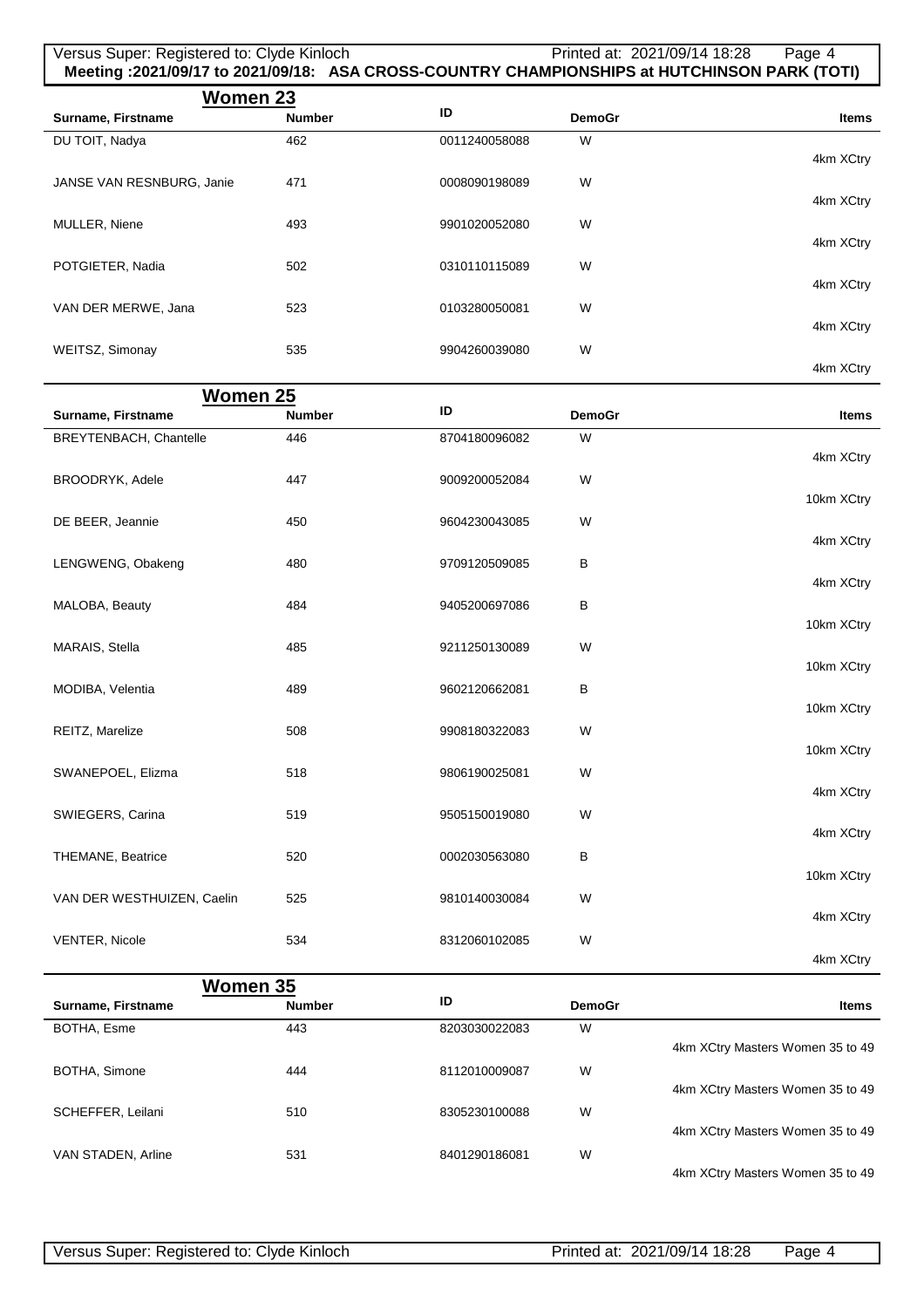**Meeting :2021/09/17 to 2021/09/18: ASA CROSS-COUNTRY CHAMPIONSHIPS at HUTCHINSON PARK (TOTI)**

## Women 23

| Surname, Firstname | Number | ID | DemoGr | Items |
|---|---|---|---|---|
| DU TOIT, Nadya | 462 | 0011240058088 | W | 4km XCtry |
| JANSE VAN RESNBURG, Janie | 471 | 0008090198089 | W | 4km XCtry |
| MULLER, Niene | 493 | 9901020052080 | W | 4km XCtry |
| POTGIETER, Nadia | 502 | 0310110115089 | W | 4km XCtry |
| VAN DER MERWE, Jana | 523 | 0103280050081 | W | 4km XCtry |
| WEITSZ, Simonay | 535 | 9904260039080 | W | 4km XCtry |

## Women 25

| Surname, Firstname | Number | ID | DemoGr | Items |
|---|---|---|---|---|
| BREYTENBACH, Chantelle | 446 | 8704180096082 | W | 4km XCtry |
| BROODRYK, Adele | 447 | 9009200052084 | W | 10km XCtry |
| DE BEER, Jeannie | 450 | 9604230043085 | W | 4km XCtry |
| LENGWENG, Obakeng | 480 | 9709120509085 | B | 4km XCtry |
| MALOBA, Beauty | 484 | 9405200697086 | B | 10km XCtry |
| MARAIS, Stella | 485 | 9211250130089 | W | 10km XCtry |
| MODIBA, Velentia | 489 | 9602120662081 | B | 10km XCtry |
| REITZ, Marelize | 508 | 9908180322083 | W | 10km XCtry |
| SWANEPOEL, Elizma | 518 | 9806190025081 | W | 4km XCtry |
| SWIEGERS, Carina | 519 | 9505150019080 | W | 4km XCtry |
| THEMANE, Beatrice | 520 | 0002030563080 | B | 10km XCtry |
| VAN DER WESTHUIZEN, Caelin | 525 | 9810140030084 | W | 4km XCtry |
| VENTER, Nicole | 534 | 8312060102085 | W | 4km XCtry |

## Women 35

| Surname, Firstname | Number | ID | DemoGr | Items |
|---|---|---|---|---|
| BOTHA, Esme | 443 | 8203030022083 | W | 4km XCtry Masters Women 35 to 49 |
| BOTHA, Simone | 444 | 8112010009087 | W | 4km XCtry Masters Women 35 to 49 |
| SCHEFFER, Leilani | 510 | 8305230100088 | W | 4km XCtry Masters Women 35 to 49 |
| VAN STADEN, Arline | 531 | 8401290186081 | W | 4km XCtry Masters Women 35 to 49 |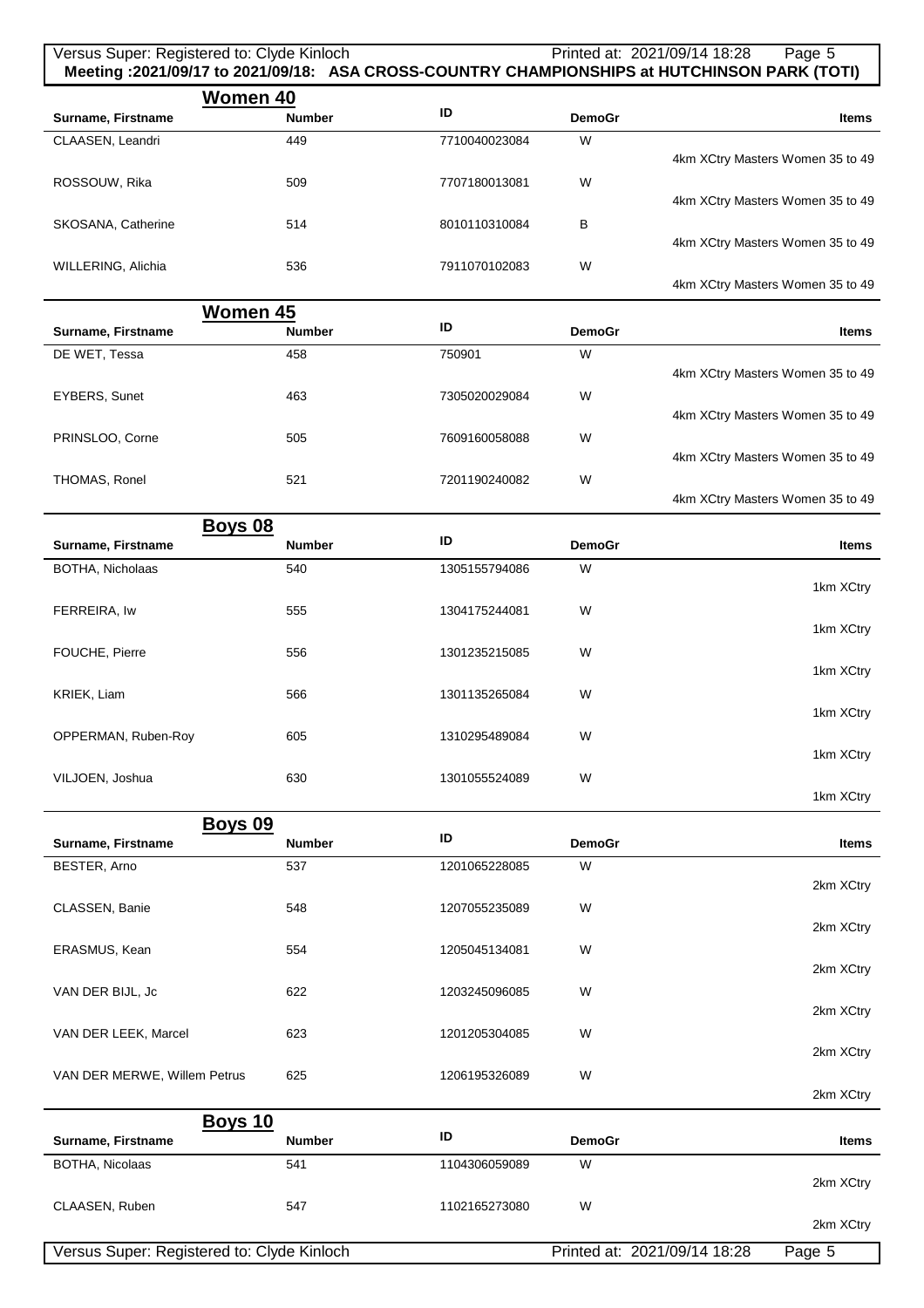Meeting :2021/09/17 to 2021/09/18: ASA CROSS-COUNTRY CHAMPIONSHIPS at HUTCHINSON PARK (TOTI)

## Women 40

| Surname, Firstname | Number | ID | DemoGr | Items |
|---|---|---|---|---|
| CLAASEN, Leandri | 449 | 7710040023084 | W | 4km XCtry Masters Women 35 to 49 |
| ROSSOUW, Rika | 509 | 7707180013081 | W | 4km XCtry Masters Women 35 to 49 |
| SKOSANA, Catherine | 514 | 8010110310084 | B | 4km XCtry Masters Women 35 to 49 |
| WILLERING, Alichia | 536 | 7911070102083 | W | 4km XCtry Masters Women 35 to 49 |

## Women 45

| Surname, Firstname | Number | ID | DemoGr | Items |
|---|---|---|---|---|
| DE WET, Tessa | 458 | 750901 | W | 4km XCtry Masters Women 35 to 49 |
| EYBERS, Sunet | 463 | 7305020029084 | W | 4km XCtry Masters Women 35 to 49 |
| PRINSLOO, Corne | 505 | 7609160058088 | W | 4km XCtry Masters Women 35 to 49 |
| THOMAS, Ronel | 521 | 7201190240082 | W | 4km XCtry Masters Women 35 to 49 |

## Boys 08

| Surname, Firstname | Number | ID | DemoGr | Items |
|---|---|---|---|---|
| BOTHA, Nicholaas | 540 | 1305155794086 | W | 1km XCtry |
| FERREIRA, Iw | 555 | 1304175244081 | W | 1km XCtry |
| FOUCHE, Pierre | 556 | 1301235215085 | W | 1km XCtry |
| KRIEK, Liam | 566 | 1301135265084 | W | 1km XCtry |
| OPPERMAN, Ruben-Roy | 605 | 1310295489084 | W | 1km XCtry |
| VILJOEN, Joshua | 630 | 1301055524089 | W | 1km XCtry |

## Boys 09

| Surname, Firstname | Number | ID | DemoGr | Items |
|---|---|---|---|---|
| BESTER, Arno | 537 | 1201065228085 | W | 2km XCtry |
| CLASSEN, Banie | 548 | 1207055235089 | W | 2km XCtry |
| ERASMUS, Kean | 554 | 1205045134081 | W | 2km XCtry |
| VAN DER BIJL, Jc | 622 | 1203245096085 | W | 2km XCtry |
| VAN DER LEEK, Marcel | 623 | 1201205304085 | W | 2km XCtry |
| VAN DER MERWE, Willem Petrus | 625 | 1206195326089 | W | 2km XCtry |

## Boys 10

| Surname, Firstname | Number | ID | DemoGr | Items |
|---|---|---|---|---|
| BOTHA, Nicolaas | 541 | 1104306059089 | W | 2km XCtry |
| CLAASEN, Ruben | 547 | 1102165273080 | W | 2km XCtry |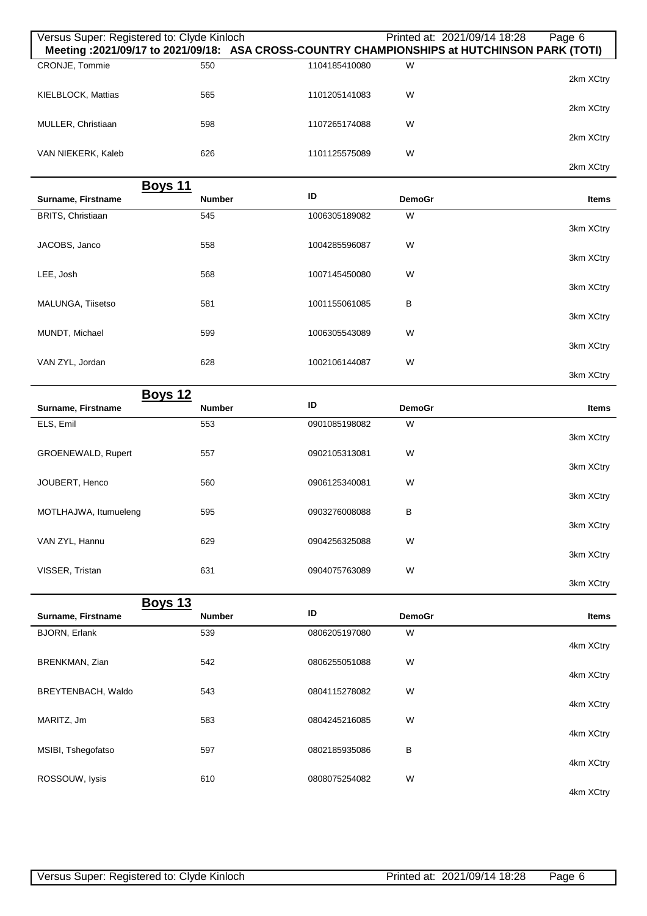Meeting :2021/09/17 to 2021/09/18: ASA CROSS-COUNTRY CHAMPIONSHIPS at HUTCHINSON PARK (TOTI)

| Surname, Firstname | Number | ID | DemoGr | Items |
|---|---|---|---|---|
| CRONJE, Tommie | 550 | 1104185410080 | W | 2km XCtry |
| KIELBLOCK, Mattias | 565 | 1101205141083 | W | 2km XCtry |
| MULLER, Christiaan | 598 | 1107265174088 | W | 2km XCtry |
| VAN NIEKERK, Kaleb | 626 | 1101125575089 | W | 2km XCtry |

## Boys 11

| Surname, Firstname | Number | ID | DemoGr | Items |
|---|---|---|---|---|
| BRITS, Christiaan | 545 | 1006305189082 | W | 3km XCtry |
| JACOBS, Janco | 558 | 1004285596087 | W | 3km XCtry |
| LEE, Josh | 568 | 1007145450080 | W | 3km XCtry |
| MALUNGA, Tiisetso | 581 | 1001155061085 | B | 3km XCtry |
| MUNDT, Michael | 599 | 1006305543089 | W | 3km XCtry |
| VAN ZYL, Jordan | 628 | 1002106144087 | W | 3km XCtry |

## Boys 12

| Surname, Firstname | Number | ID | DemoGr | Items |
|---|---|---|---|---|
| ELS, Emil | 553 | 0901085198082 | W | 3km XCtry |
| GROENEWALD, Rupert | 557 | 0902105313081 | W | 3km XCtry |
| JOUBERT, Henco | 560 | 0906125340081 | W | 3km XCtry |
| MOTLHAJWA, Itumueleng | 595 | 0903276008088 | B | 3km XCtry |
| VAN ZYL, Hannu | 629 | 0904256325088 | W | 3km XCtry |
| VISSER, Tristan | 631 | 0904075763089 | W | 3km XCtry |

## Boys 13

| Surname, Firstname | Number | ID | DemoGr | Items |
|---|---|---|---|---|
| BJORN, Erlank | 539 | 0806205197080 | W | 4km XCtry |
| BRENKMAN, Zian | 542 | 0806255051088 | W | 4km XCtry |
| BREYTENBACH, Waldo | 543 | 0804115278082 | W | 4km XCtry |
| MARITZ, Jm | 583 | 0804245216085 | W | 4km XCtry |
| MSIBI, Tshegofatso | 597 | 0802185935086 | B | 4km XCtry |
| ROSSOUW, Iysis | 610 | 0808075254082 | W | 4km XCtry |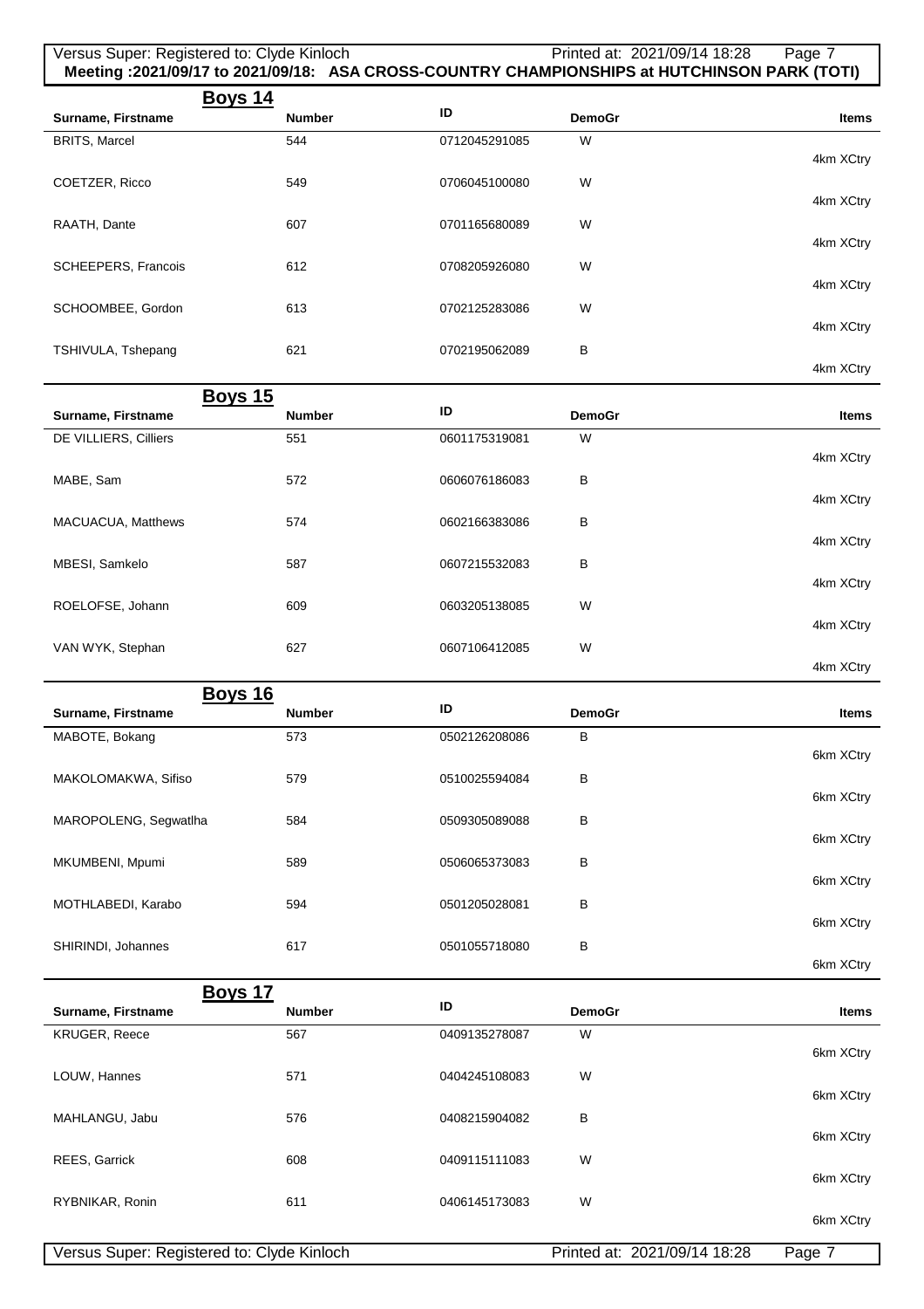**Meeting :2021/09/17 to 2021/09/18: ASA CROSS-COUNTRY CHAMPIONSHIPS at HUTCHINSON PARK (TOTI)**

## Boys 14

| Surname, Firstname | Number | ID | DemoGr | Items |
|---|---|---|---|---|
| BRITS, Marcel | 544 | 0712045291085 | W | 4km XCtry |
| COETZER, Ricco | 549 | 0706045100080 | W | 4km XCtry |
| RAATH, Dante | 607 | 0701165680089 | W | 4km XCtry |
| SCHEEPERS, Francois | 612 | 0708205926080 | W | 4km XCtry |
| SCHOOMBEE, Gordon | 613 | 0702125283086 | W | 4km XCtry |
| TSHIVULA, Tshepang | 621 | 0702195062089 | B | 4km XCtry |

## Boys 15

| Surname, Firstname | Number | ID | DemoGr | Items |
|---|---|---|---|---|
| DE VILLIERS, Cilliers | 551 | 0601175319081 | W | 4km XCtry |
| MABE, Sam | 572 | 0606076186083 | B | 4km XCtry |
| MACUACUA, Matthews | 574 | 0602166383086 | B | 4km XCtry |
| MBESI, Samkelo | 587 | 0607215532083 | B | 4km XCtry |
| ROELOFSE, Johann | 609 | 0603205138085 | W | 4km XCtry |
| VAN WYK, Stephan | 627 | 0607106412085 | W | 4km XCtry |

## Boys 16

| Surname, Firstname | Number | ID | DemoGr | Items |
|---|---|---|---|---|
| MABOTE, Bokang | 573 | 0502126208086 | B | 6km XCtry |
| MAKOLOMAKWA, Sifiso | 579 | 0510025594084 | B | 6km XCtry |
| MAROPOLENG, Segwatlha | 584 | 0509305089088 | B | 6km XCtry |
| MKUMBENI, Mpumi | 589 | 0506065373083 | B | 6km XCtry |
| MOTHLABEDI, Karabo | 594 | 0501205028081 | B | 6km XCtry |
| SHIRINDI, Johannes | 617 | 0501055718080 | B | 6km XCtry |

## Boys 17

| Surname, Firstname | Number | ID | DemoGr | Items |
|---|---|---|---|---|
| KRUGER, Reece | 567 | 0409135278087 | W | 6km XCtry |
| LOUW, Hannes | 571 | 0404245108083 | W | 6km XCtry |
| MAHLANGU, Jabu | 576 | 0408215904082 | B | 6km XCtry |
| REES, Garrick | 608 | 0409115111083 | W | 6km XCtry |
| RYBNIKAR, Ronin | 611 | 0406145173083 | W | 6km XCtry |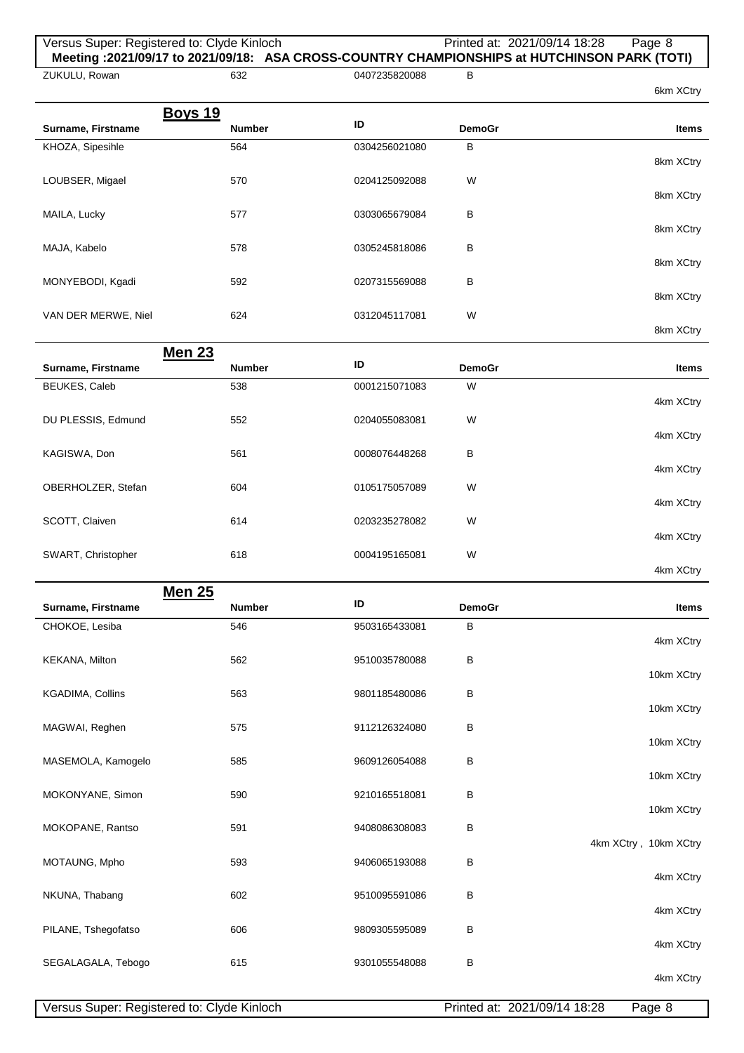| Surname, Firstname | Number | ID | DemoGr | Items |
|---|---|---|---|---|
| ZUKULU, Rowan | 632 | 0407235820088 | B | 6km XCtry |

## Boys 19

| Surname, Firstname | Number | ID | DemoGr | Items |
|---|---|---|---|---|
| KHOZA, Sipesihle | 564 | 0304256021080 | B | 8km XCtry |
| LOUBSER, Migael | 570 | 0204125092088 | W | 8km XCtry |
| MAILA, Lucky | 577 | 0303065679084 | B | 8km XCtry |
| MAJA, Kabelo | 578 | 0305245818086 | B | 8km XCtry |
| MONYEBODI, Kgadi | 592 | 0207315569088 | B | 8km XCtry |
| VAN DER MERWE, Niel | 624 | 0312045117081 | W | 8km XCtry |

## Men 23

| Surname, Firstname | Number | ID | DemoGr | Items |
|---|---|---|---|---|
| BEUKES, Caleb | 538 | 0001215071083 | W | 4km XCtry |
| DU PLESSIS, Edmund | 552 | 0204055083081 | W | 4km XCtry |
| KAGISWA, Don | 561 | 0008076448268 | B | 4km XCtry |
| OBERHOLZER, Stefan | 604 | 0105175057089 | W | 4km XCtry |
| SCOTT, Claiven | 614 | 0203235278082 | W | 4km XCtry |
| SWART, Christopher | 618 | 0004195165081 | W | 4km XCtry |

## Men 25

| Surname, Firstname | Number | ID | DemoGr | Items |
|---|---|---|---|---|
| CHOKOE, Lesiba | 546 | 9503165433081 | B | 4km XCtry |
| KEKANA, Milton | 562 | 9510035780088 | B | 10km XCtry |
| KGADIMA, Collins | 563 | 9801185480086 | B | 10km XCtry |
| MAGWAI, Reghen | 575 | 9112126324080 | B | 10km XCtry |
| MASEMOLA, Kamogelo | 585 | 9609126054088 | B | 10km XCtry |
| MOKONYANE, Simon | 590 | 9210165518081 | B | 10km XCtry |
| MOKOPANE, Rantso | 591 | 9408086308083 | B | 4km XCtry , 10km XCtry |
| MOTAUNG, Mpho | 593 | 9406065193088 | B | 4km XCtry |
| NKUNA, Thabang | 602 | 9510095591086 | B | 4km XCtry |
| PILANE, Tshegofatso | 606 | 9809305595089 | B | 4km XCtry |
| SEGALAGALA, Tebogo | 615 | 9301055548088 | B | 4km XCtry |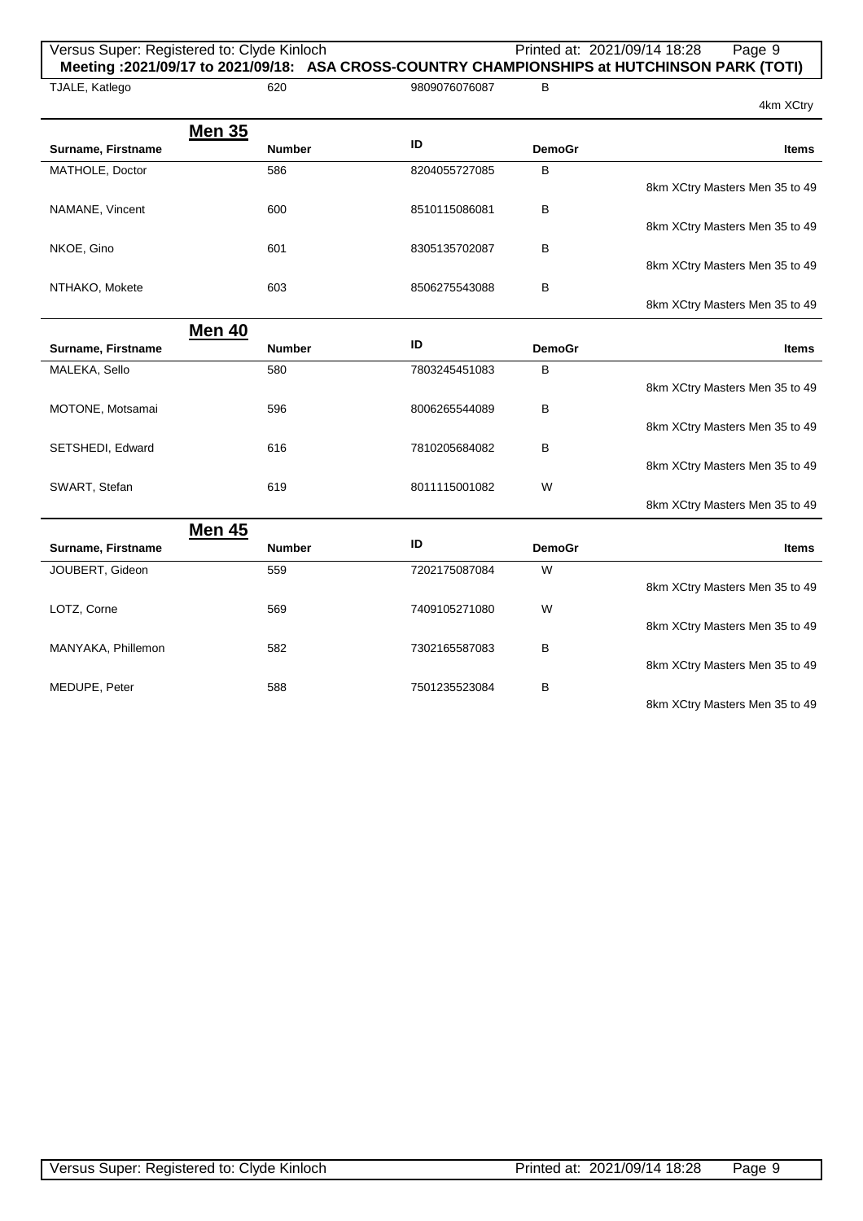**Meeting :2021/09/17 to 2021/09/18: ASA CROSS-COUNTRY CHAMPIONSHIPS at HUTCHINSON PARK (TOTI)**

| | | | | |
|---|---|---|---|---|
| TJALE, Katlego | 620 | 9809076076087 | B | 4km XCtry |

## Men 35

| Surname, Firstname | Number | ID | DemoGr | Items |
|---|---|---|---|---|
| MATHOLE, Doctor | 586 | 8204055727085 | B | 8km XCtry Masters Men 35 to 49 |
| NAMANE, Vincent | 600 | 8510115086081 | B | 8km XCtry Masters Men 35 to 49 |
| NKOE, Gino | 601 | 8305135702087 | B | 8km XCtry Masters Men 35 to 49 |
| NTHAKO, Mokete | 603 | 8506275543088 | B | 8km XCtry Masters Men 35 to 49 |

## Men 40

| Surname, Firstname | Number | ID | DemoGr | Items |
|---|---|---|---|---|
| MALEKA, Sello | 580 | 7803245451083 | B | 8km XCtry Masters Men 35 to 49 |
| MOTONE, Motsamai | 596 | 8006265544089 | B | 8km XCtry Masters Men 35 to 49 |
| SETSHEDI, Edward | 616 | 7810205684082 | B | 8km XCtry Masters Men 35 to 49 |
| SWART, Stefan | 619 | 8011115001082 | W | 8km XCtry Masters Men 35 to 49 |

## Men 45

| Surname, Firstname | Number | ID | DemoGr | Items |
|---|---|---|---|---|
| JOUBERT, Gideon | 559 | 7202175087084 | W | 8km XCtry Masters Men 35 to 49 |
| LOTZ, Corne | 569 | 7409105271080 | W | 8km XCtry Masters Men 35 to 49 |
| MANYAKA, Phillemon | 582 | 7302165587083 | B | 8km XCtry Masters Men 35 to 49 |
| MEDUPE, Peter | 588 | 7501235523084 | B | 8km XCtry Masters Men 35 to 49 |